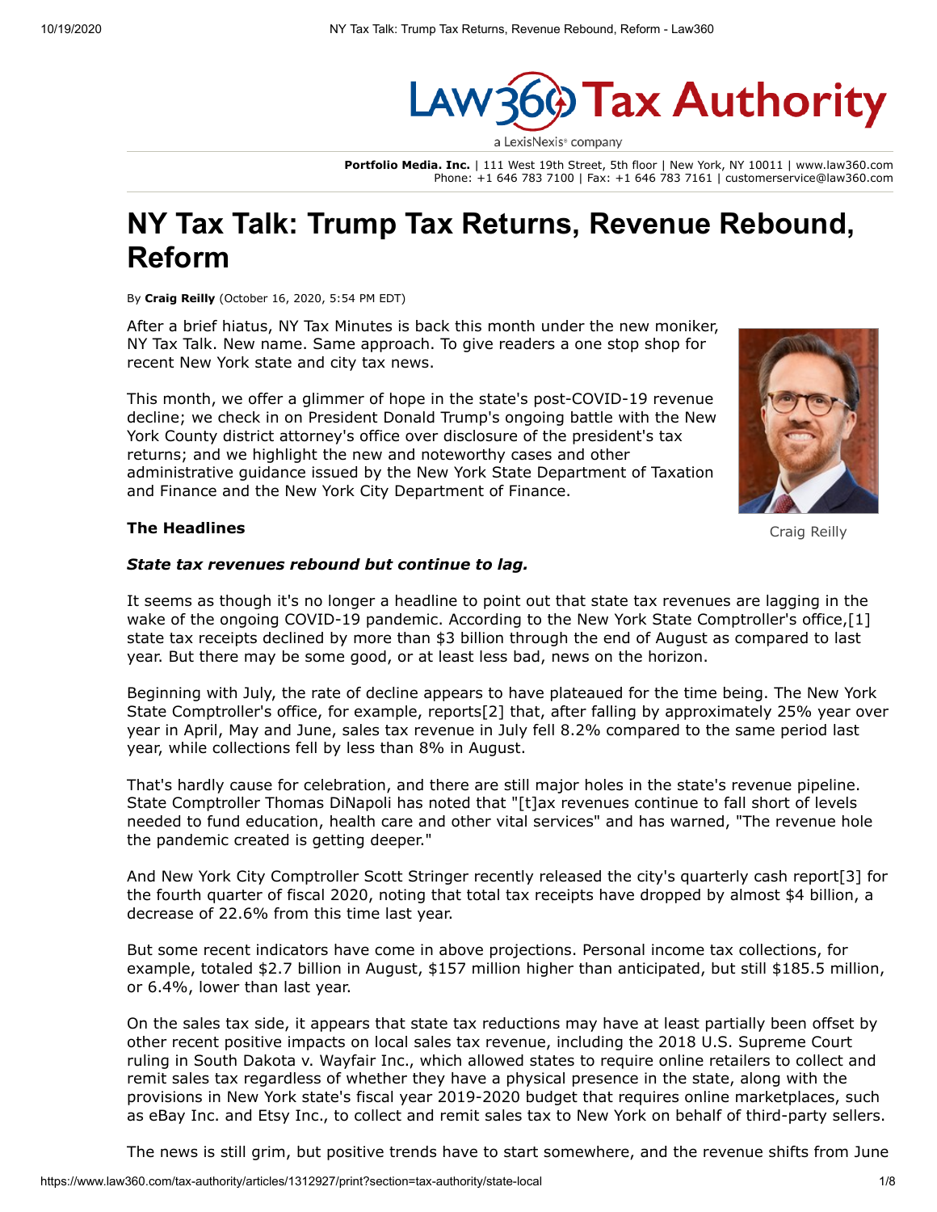# NY Tax Talk: Trump Tax Returns, Revenue Rebound, Reform

By **Craig Reilly** (October 16, 2020, 5:54 PM EDT)

After a brief hiatus, NY Tax Minutes is back this month under the new moniker, NY Tax Talk. New name. Same approach. To give readers a one stop shop for recent New York state and city tax news.

This month, we offer a glimmer of hope in the state's post-COVID-19 revenue decline; we check in on President Donald Trump's ongoing battle with the New York County district attorney's office over disclosure of the president's tax returns; and we highlight the new and noteworthy cases and other administrative guidance issued by the New York State Department of Taxation and Finance and the New York City Department of Finance.

Craig Reilly

**The Headlines**

***State tax revenues rebound but continue to lag.***

It seems as though it's no longer a headline to point out that state tax revenues are lagging in the wake of the ongoing COVID-19 pandemic. According to the New York State Comptroller's office,[1] state tax receipts declined by more than $3 billion through the end of August as compared to last year. But there may be some good, or at least less bad, news on the horizon.

Beginning with July, the rate of decline appears to have plateaued for the time being. The New York State Comptroller's office, for example, reports[2] that, after falling by approximately 25% year over year in April, May and June, sales tax revenue in July fell 8.2% compared to the same period last year, while collections fell by less than 8% in August.

That's hardly cause for celebration, and there are still major holes in the state's revenue pipeline. State Comptroller Thomas DiNapoli has noted that "[t]ax revenues continue to fall short of levels needed to fund education, health care and other vital services" and has warned, "The revenue hole the pandemic created is getting deeper."

And New York City Comptroller Scott Stringer recently released the city's quarterly cash report[3] for the fourth quarter of fiscal 2020, noting that total tax receipts have dropped by almost $4 billion, a decrease of 22.6% from this time last year.

But some recent indicators have come in above projections. Personal income tax collections, for example, totaled $2.7 billion in August, $157 million higher than anticipated, but still $185.5 million, or 6.4%, lower than last year.

On the sales tax side, it appears that state tax reductions may have at least partially been offset by other recent positive impacts on local sales tax revenue, including the 2018 U.S. Supreme Court ruling in South Dakota v. Wayfair Inc., which allowed states to require online retailers to collect and remit sales tax regardless of whether they have a physical presence in the state, along with the provisions in New York state's fiscal year 2019-2020 budget that requires online marketplaces, such as eBay Inc. and Etsy Inc., to collect and remit sales tax to New York on behalf of third-party sellers.

The news is still grim, but positive trends have to start somewhere, and the revenue shifts from June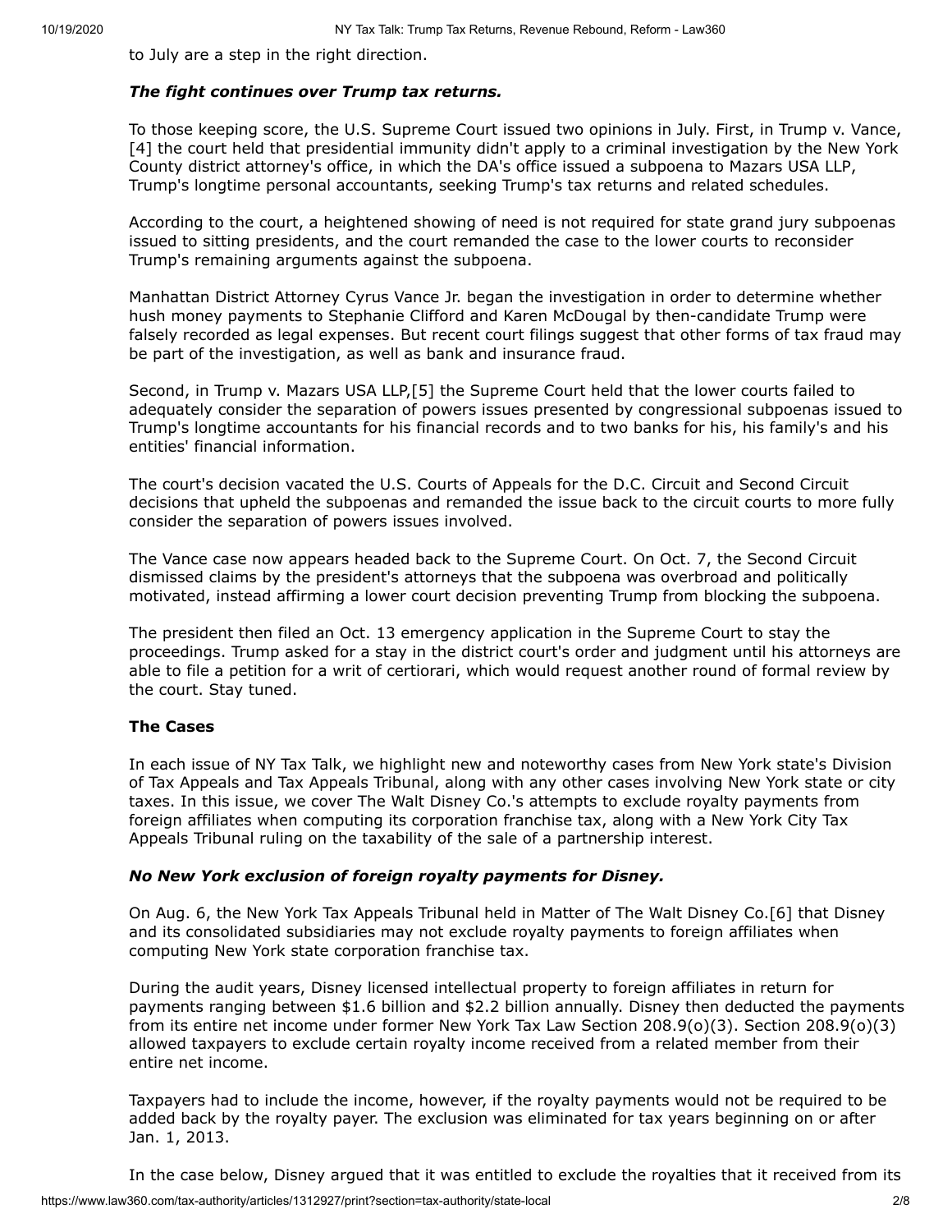to July are a step in the right direction.

***The fight continues over Trump tax returns.***

To those keeping score, the U.S. Supreme Court issued two opinions in July. First, in Trump v. Vance,[4] the court held that presidential immunity didn't apply to a criminal investigation by the New York County district attorney's office, in which the DA's office issued a subpoena to Mazars USA LLP, Trump's longtime personal accountants, seeking Trump's tax returns and related schedules.

According to the court, a heightened showing of need is not required for state grand jury subpoenas issued to sitting presidents, and the court remanded the case to the lower courts to reconsider Trump's remaining arguments against the subpoena.

Manhattan District Attorney Cyrus Vance Jr. began the investigation in order to determine whether hush money payments to Stephanie Clifford and Karen McDougal by then-candidate Trump were falsely recorded as legal expenses. But recent court filings suggest that other forms of tax fraud may be part of the investigation, as well as bank and insurance fraud.

Second, in Trump v. Mazars USA LLP,[5] the Supreme Court held that the lower courts failed to adequately consider the separation of powers issues presented by congressional subpoenas issued to Trump's longtime accountants for his financial records and to two banks for his, his family's and his entities' financial information.

The court's decision vacated the U.S. Courts of Appeals for the D.C. Circuit and Second Circuit decisions that upheld the subpoenas and remanded the issue back to the circuit courts to more fully consider the separation of powers issues involved.

The Vance case now appears headed back to the Supreme Court. On Oct. 7, the Second Circuit dismissed claims by the president's attorneys that the subpoena was overbroad and politically motivated, instead affirming a lower court decision preventing Trump from blocking the subpoena.

The president then filed an Oct. 13 emergency application in the Supreme Court to stay the proceedings. Trump asked for a stay in the district court's order and judgment until his attorneys are able to file a petition for a writ of certiorari, which would request another round of formal review by the court. Stay tuned.

**The Cases**

In each issue of NY Tax Talk, we highlight new and noteworthy cases from New York state's Division of Tax Appeals and Tax Appeals Tribunal, along with any other cases involving New York state or city taxes. In this issue, we cover The Walt Disney Co.'s attempts to exclude royalty payments from foreign affiliates when computing its corporation franchise tax, along with a New York City Tax Appeals Tribunal ruling on the taxability of the sale of a partnership interest.

***No New York exclusion of foreign royalty payments for Disney.***

On Aug. 6, the New York Tax Appeals Tribunal held in Matter of The Walt Disney Co.[6] that Disney and its consolidated subsidiaries may not exclude royalty payments to foreign affiliates when computing New York state corporation franchise tax.

During the audit years, Disney licensed intellectual property to foreign affiliates in return for payments ranging between $1.6 billion and $2.2 billion annually. Disney then deducted the payments from its entire net income under former New York Tax Law Section 208.9(o)(3). Section 208.9(o)(3) allowed taxpayers to exclude certain royalty income received from a related member from their entire net income.

Taxpayers had to include the income, however, if the royalty payments would not be required to be added back by the royalty payer. The exclusion was eliminated for tax years beginning on or after Jan. 1, 2013.

In the case below, Disney argued that it was entitled to exclude the royalties that it received from its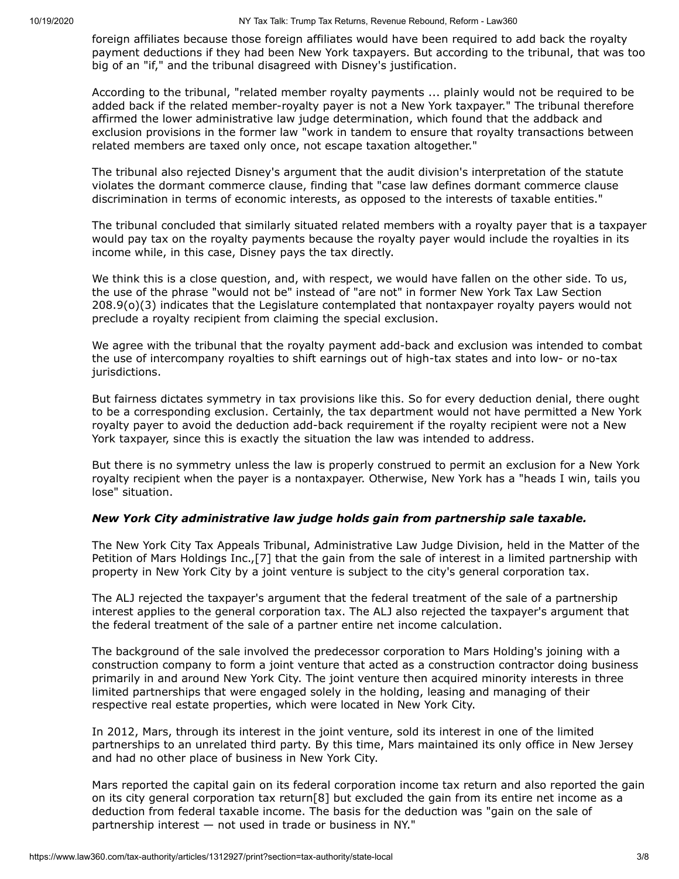foreign affiliates because those foreign affiliates would have been required to add back the royalty payment deductions if they had been New York taxpayers. But according to the tribunal, that was too big of an "if," and the tribunal disagreed with Disney's justification.

According to the tribunal, "related member royalty payments ... plainly would not be required to be added back if the related member-royalty payer is not a New York taxpayer." The tribunal therefore affirmed the lower administrative law judge determination, which found that the addback and exclusion provisions in the former law "work in tandem to ensure that royalty transactions between related members are taxed only once, not escape taxation altogether."

The tribunal also rejected Disney's argument that the audit division's interpretation of the statute violates the dormant commerce clause, finding that "case law defines dormant commerce clause discrimination in terms of economic interests, as opposed to the interests of taxable entities."

The tribunal concluded that similarly situated related members with a royalty payer that is a taxpayer would pay tax on the royalty payments because the royalty payer would include the royalties in its income while, in this case, Disney pays the tax directly.

We think this is a close question, and, with respect, we would have fallen on the other side. To us, the use of the phrase "would not be" instead of "are not" in former New York Tax Law Section 208.9(o)(3) indicates that the Legislature contemplated that nontaxpayer royalty payers would not preclude a royalty recipient from claiming the special exclusion.

We agree with the tribunal that the royalty payment add-back and exclusion was intended to combat the use of intercompany royalties to shift earnings out of high-tax states and into low- or no-tax jurisdictions.

But fairness dictates symmetry in tax provisions like this. So for every deduction denial, there ought to be a corresponding exclusion. Certainly, the tax department would not have permitted a New York royalty payer to avoid the deduction add-back requirement if the royalty recipient were not a New York taxpayer, since this is exactly the situation the law was intended to address.

But there is no symmetry unless the law is properly construed to permit an exclusion for a New York royalty recipient when the payer is a nontaxpayer. Otherwise, New York has a "heads I win, tails you lose" situation.

***New York City administrative law judge holds gain from partnership sale taxable.***

The New York City Tax Appeals Tribunal, Administrative Law Judge Division, held in the Matter of the Petition of Mars Holdings Inc.,[7] that the gain from the sale of interest in a limited partnership with property in New York City by a joint venture is subject to the city's general corporation tax.

The ALJ rejected the taxpayer's argument that the federal treatment of the sale of a partnership interest applies to the general corporation tax. The ALJ also rejected the taxpayer's argument that the federal treatment of the sale of a partner entire net income calculation.

The background of the sale involved the predecessor corporation to Mars Holding's joining with a construction company to form a joint venture that acted as a construction contractor doing business primarily in and around New York City. The joint venture then acquired minority interests in three limited partnerships that were engaged solely in the holding, leasing and managing of their respective real estate properties, which were located in New York City.

In 2012, Mars, through its interest in the joint venture, sold its interest in one of the limited partnerships to an unrelated third party. By this time, Mars maintained its only office in New Jersey and had no other place of business in New York City.

Mars reported the capital gain on its federal corporation income tax return and also reported the gain on its city general corporation tax return[8] but excluded the gain from its entire net income as a deduction from federal taxable income. The basis for the deduction was "gain on the sale of partnership interest — not used in trade or business in NY."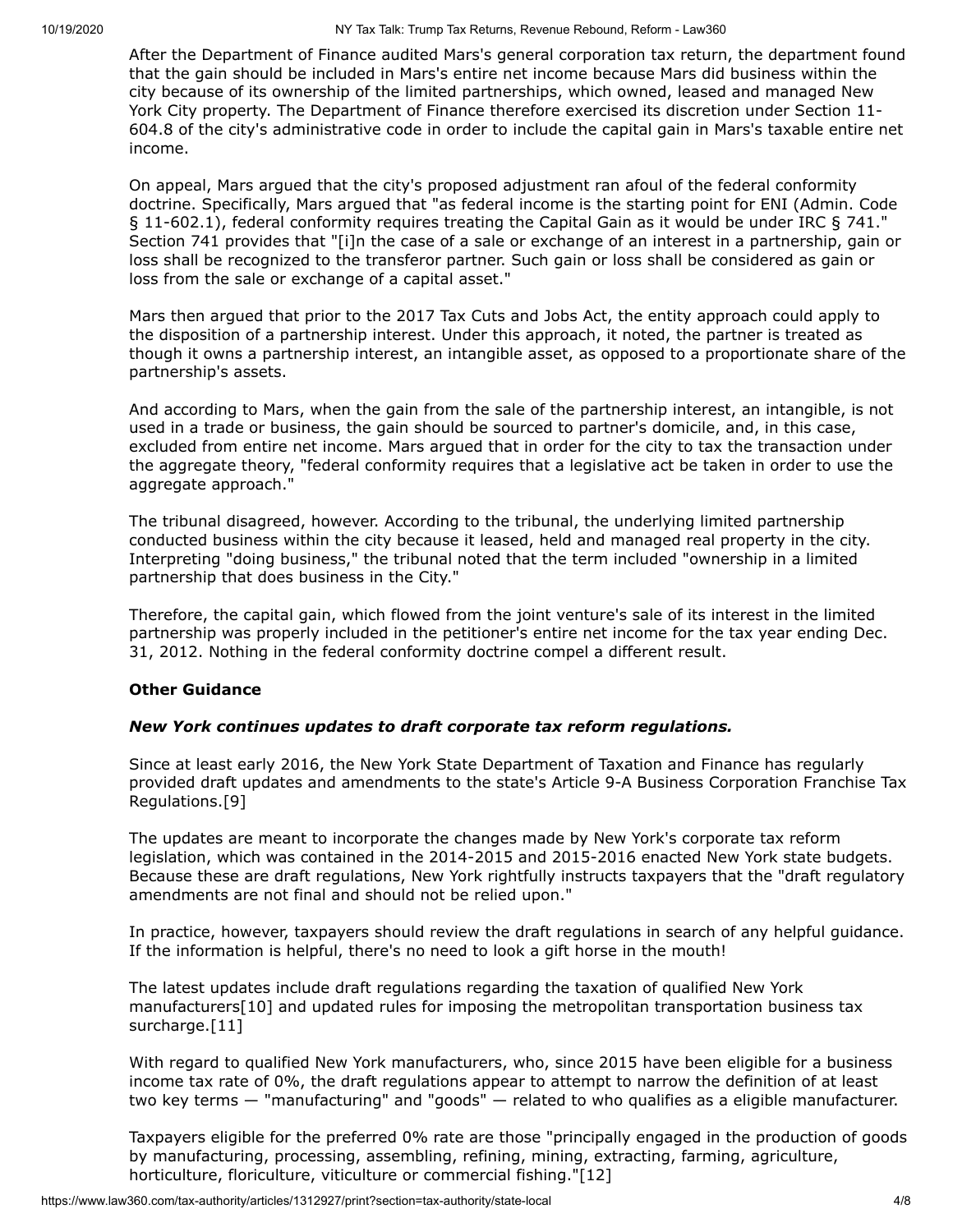After the Department of Finance audited Mars's general corporation tax return, the department found that the gain should be included in Mars's entire net income because Mars did business within the city because of its ownership of the limited partnerships, which owned, leased and managed New York City property. The Department of Finance therefore exercised its discretion under Section 11-604.8 of the city's administrative code in order to include the capital gain in Mars's taxable entire net income.

On appeal, Mars argued that the city's proposed adjustment ran afoul of the federal conformity doctrine. Specifically, Mars argued that "as federal income is the starting point for ENI (Admin. Code § 11-602.1), federal conformity requires treating the Capital Gain as it would be under IRC § 741." Section 741 provides that "[i]n the case of a sale or exchange of an interest in a partnership, gain or loss shall be recognized to the transferor partner. Such gain or loss shall be considered as gain or loss from the sale or exchange of a capital asset."

Mars then argued that prior to the 2017 Tax Cuts and Jobs Act, the entity approach could apply to the disposition of a partnership interest. Under this approach, it noted, the partner is treated as though it owns a partnership interest, an intangible asset, as opposed to a proportionate share of the partnership's assets.

And according to Mars, when the gain from the sale of the partnership interest, an intangible, is not used in a trade or business, the gain should be sourced to partner's domicile, and, in this case, excluded from entire net income. Mars argued that in order for the city to tax the transaction under the aggregate theory, "federal conformity requires that a legislative act be taken in order to use the aggregate approach."

The tribunal disagreed, however. According to the tribunal, the underlying limited partnership conducted business within the city because it leased, held and managed real property in the city. Interpreting "doing business," the tribunal noted that the term included "ownership in a limited partnership that does business in the City."

Therefore, the capital gain, which flowed from the joint venture's sale of its interest in the limited partnership was properly included in the petitioner's entire net income for the tax year ending Dec. 31, 2012. Nothing in the federal conformity doctrine compel a different result.

**Other Guidance**

***New York continues updates to draft corporate tax reform regulations.***

Since at least early 2016, the New York State Department of Taxation and Finance has regularly provided draft updates and amendments to the state's Article 9-A Business Corporation Franchise Tax Regulations.[9]

The updates are meant to incorporate the changes made by New York's corporate tax reform legislation, which was contained in the 2014-2015 and 2015-2016 enacted New York state budgets. Because these are draft regulations, New York rightfully instructs taxpayers that the "draft regulatory amendments are not final and should not be relied upon."

In practice, however, taxpayers should review the draft regulations in search of any helpful guidance. If the information is helpful, there's no need to look a gift horse in the mouth!

The latest updates include draft regulations regarding the taxation of qualified New York manufacturers[10] and updated rules for imposing the metropolitan transportation business tax surcharge.[11]

With regard to qualified New York manufacturers, who, since 2015 have been eligible for a business income tax rate of 0%, the draft regulations appear to attempt to narrow the definition of at least two key terms — "manufacturing" and "goods" — related to who qualifies as a eligible manufacturer.

Taxpayers eligible for the preferred 0% rate are those "principally engaged in the production of goods by manufacturing, processing, assembling, refining, mining, extracting, farming, agriculture, horticulture, floriculture, viticulture or commercial fishing."[12]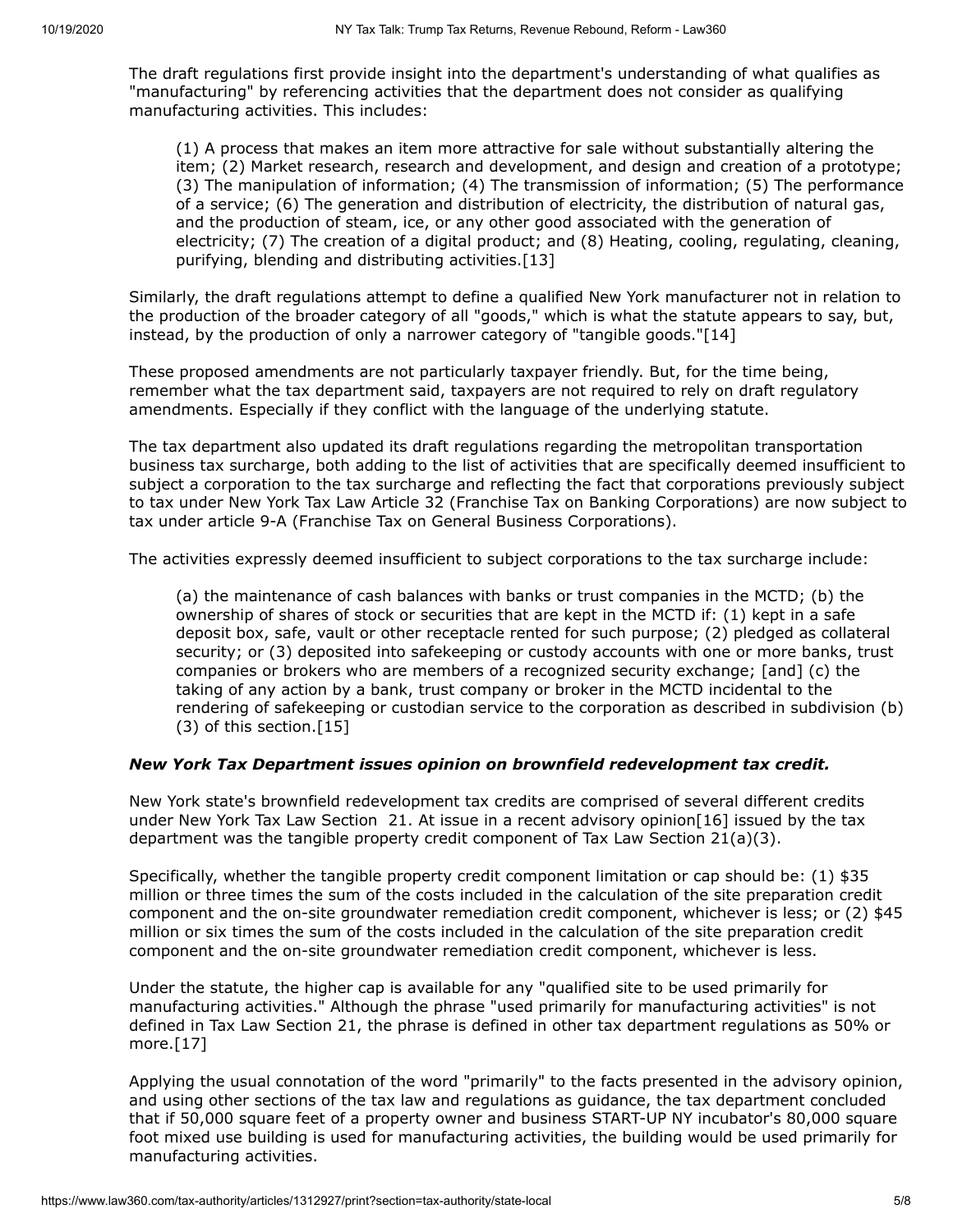The draft regulations first provide insight into the department's understanding of what qualifies as "manufacturing" by referencing activities that the department does not consider as qualifying manufacturing activities. This includes:

> (1) A process that makes an item more attractive for sale without substantially altering the item; (2) Market research, research and development, and design and creation of a prototype; (3) The manipulation of information; (4) The transmission of information; (5) The performance of a service; (6) The generation and distribution of electricity, the distribution of natural gas, and the production of steam, ice, or any other good associated with the generation of electricity; (7) The creation of a digital product; and (8) Heating, cooling, regulating, cleaning, purifying, blending and distributing activities.[13]

Similarly, the draft regulations attempt to define a qualified New York manufacturer not in relation to the production of the broader category of all "goods," which is what the statute appears to say, but, instead, by the production of only a narrower category of "tangible goods."[14]

These proposed amendments are not particularly taxpayer friendly. But, for the time being, remember what the tax department said, taxpayers are not required to rely on draft regulatory amendments. Especially if they conflict with the language of the underlying statute.

The tax department also updated its draft regulations regarding the metropolitan transportation business tax surcharge, both adding to the list of activities that are specifically deemed insufficient to subject a corporation to the tax surcharge and reflecting the fact that corporations previously subject to tax under New York Tax Law Article 32 (Franchise Tax on Banking Corporations) are now subject to tax under article 9-A (Franchise Tax on General Business Corporations).

The activities expressly deemed insufficient to subject corporations to the tax surcharge include:

> (a) the maintenance of cash balances with banks or trust companies in the MCTD; (b) the ownership of shares of stock or securities that are kept in the MCTD if: (1) kept in a safe deposit box, safe, vault or other receptacle rented for such purpose; (2) pledged as collateral security; or (3) deposited into safekeeping or custody accounts with one or more banks, trust companies or brokers who are members of a recognized security exchange; [and] (c) the taking of any action by a bank, trust company or broker in the MCTD incidental to the rendering of safekeeping or custodian service to the corporation as described in subdivision (b) (3) of this section.[15]

### *New York Tax Department issues opinion on brownfield redevelopment tax credit.*

New York state's brownfield redevelopment tax credits are comprised of several different credits under New York Tax Law Section 21. At issue in a recent advisory opinion[16] issued by the tax department was the tangible property credit component of Tax Law Section 21(a)(3).

Specifically, whether the tangible property credit component limitation or cap should be: (1) $35 million or three times the sum of the costs included in the calculation of the site preparation credit component and the on-site groundwater remediation credit component, whichever is less; or (2) $45 million or six times the sum of the costs included in the calculation of the site preparation credit component and the on-site groundwater remediation credit component, whichever is less.

Under the statute, the higher cap is available for any "qualified site to be used primarily for manufacturing activities." Although the phrase "used primarily for manufacturing activities" is not defined in Tax Law Section 21, the phrase is defined in other tax department regulations as 50% or more.[17]

Applying the usual connotation of the word "primarily" to the facts presented in the advisory opinion, and using other sections of the tax law and regulations as guidance, the tax department concluded that if 50,000 square feet of a property owner and business START-UP NY incubator's 80,000 square foot mixed use building is used for manufacturing activities, the building would be used primarily for manufacturing activities.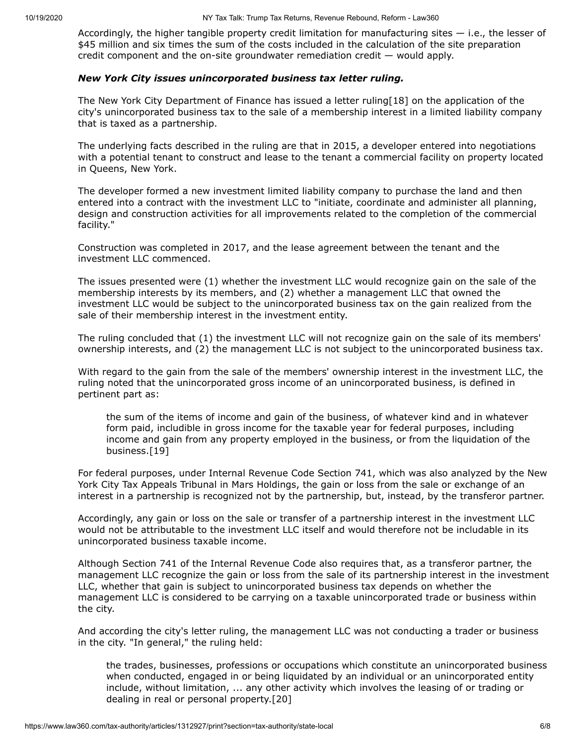Accordingly, the higher tangible property credit limitation for manufacturing sites — i.e., the lesser of $45 million and six times the sum of the costs included in the calculation of the site preparation credit component and the on-site groundwater remediation credit — would apply.

***New York City issues unincorporated business tax letter ruling.***

The New York City Department of Finance has issued a letter ruling[18] on the application of the city's unincorporated business tax to the sale of a membership interest in a limited liability company that is taxed as a partnership.

The underlying facts described in the ruling are that in 2015, a developer entered into negotiations with a potential tenant to construct and lease to the tenant a commercial facility on property located in Queens, New York.

The developer formed a new investment limited liability company to purchase the land and then entered into a contract with the investment LLC to "initiate, coordinate and administer all planning, design and construction activities for all improvements related to the completion of the commercial facility."

Construction was completed in 2017, and the lease agreement between the tenant and the investment LLC commenced.

The issues presented were (1) whether the investment LLC would recognize gain on the sale of the membership interests by its members, and (2) whether a management LLC that owned the investment LLC would be subject to the unincorporated business tax on the gain realized from the sale of their membership interest in the investment entity.

The ruling concluded that (1) the investment LLC will not recognize gain on the sale of its members' ownership interests, and (2) the management LLC is not subject to the unincorporated business tax.

With regard to the gain from the sale of the members' ownership interest in the investment LLC, the ruling noted that the unincorporated gross income of an unincorporated business, is defined in pertinent part as:

> the sum of the items of income and gain of the business, of whatever kind and in whatever form paid, includible in gross income for the taxable year for federal purposes, including income and gain from any property employed in the business, or from the liquidation of the business.[19]

For federal purposes, under Internal Revenue Code Section 741, which was also analyzed by the New York City Tax Appeals Tribunal in Mars Holdings, the gain or loss from the sale or exchange of an interest in a partnership is recognized not by the partnership, but, instead, by the transferor partner.

Accordingly, any gain or loss on the sale or transfer of a partnership interest in the investment LLC would not be attributable to the investment LLC itself and would therefore not be includable in its unincorporated business taxable income.

Although Section 741 of the Internal Revenue Code also requires that, as a transferor partner, the management LLC recognize the gain or loss from the sale of its partnership interest in the investment LLC, whether that gain is subject to unincorporated business tax depends on whether the management LLC is considered to be carrying on a taxable unincorporated trade or business within the city.

And according the city's letter ruling, the management LLC was not conducting a trader or business in the city. "In general," the ruling held:

> the trades, businesses, professions or occupations which constitute an unincorporated business when conducted, engaged in or being liquidated by an individual or an unincorporated entity include, without limitation, ... any other activity which involves the leasing of or trading or dealing in real or personal property.[20]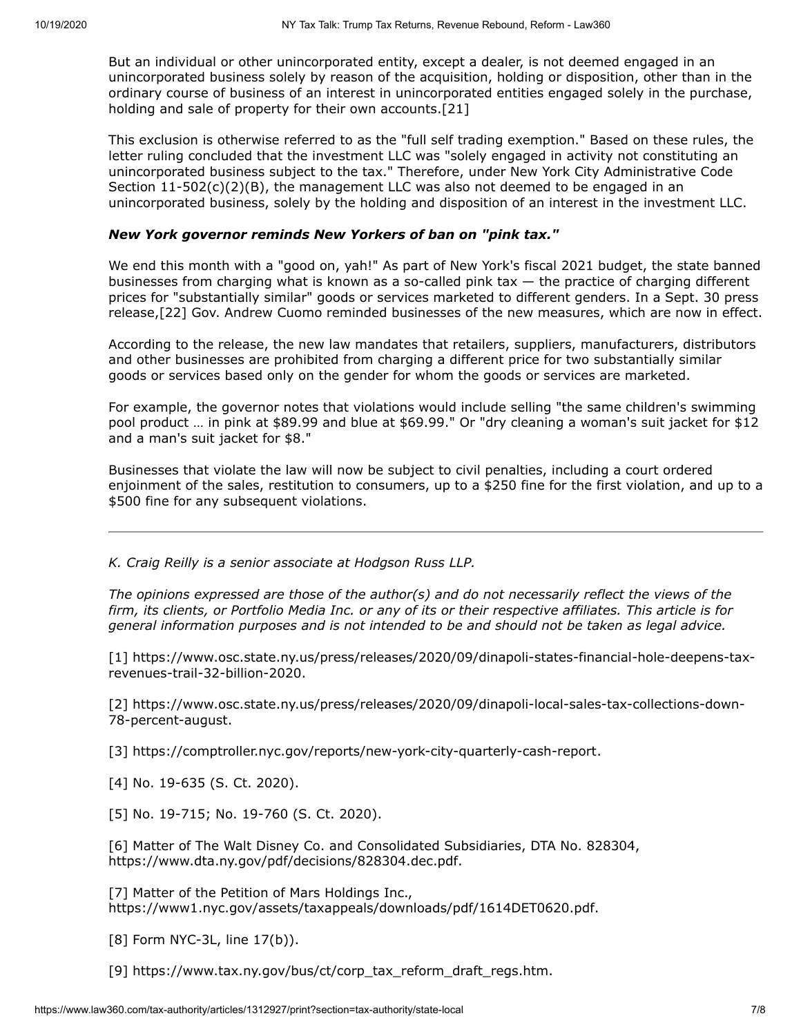But an individual or other unincorporated entity, except a dealer, is not deemed engaged in an unincorporated business solely by reason of the acquisition, holding or disposition, other than in the ordinary course of business of an interest in unincorporated entities engaged solely in the purchase, holding and sale of property for their own accounts.[21]

This exclusion is otherwise referred to as the "full self trading exemption." Based on these rules, the letter ruling concluded that the investment LLC was "solely engaged in activity not constituting an unincorporated business subject to the tax." Therefore, under New York City Administrative Code Section 11-502(c)(2)(B), the management LLC was also not deemed to be engaged in an unincorporated business, solely by the holding and disposition of an interest in the investment LLC.

***New York governor reminds New Yorkers of ban on "pink tax."***

We end this month with a "good on, yah!" As part of New York's fiscal 2021 budget, the state banned businesses from charging what is known as a so-called pink tax — the practice of charging different prices for "substantially similar" goods or services marketed to different genders. In a Sept. 30 press release,[22] Gov. Andrew Cuomo reminded businesses of the new measures, which are now in effect.

According to the release, the new law mandates that retailers, suppliers, manufacturers, distributors and other businesses are prohibited from charging a different price for two substantially similar goods or services based only on the gender for whom the goods or services are marketed.

For example, the governor notes that violations would include selling "the same children's swimming pool product … in pink at $89.99 and blue at $69.99." Or "dry cleaning a woman's suit jacket for $12 and a man's suit jacket for $8."

Businesses that violate the law will now be subject to civil penalties, including a court ordered enjoinment of the sales, restitution to consumers, up to a $250 fine for the first violation, and up to a $500 fine for any subsequent violations.

---

*K. Craig Reilly is a senior associate at Hodgson Russ LLP.*

*The opinions expressed are those of the author(s) and do not necessarily reflect the views of the firm, its clients, or Portfolio Media Inc. or any of its or their respective affiliates. This article is for general information purposes and is not intended to be and should not be taken as legal advice.*

[1] https://www.osc.state.ny.us/press/releases/2020/09/dinapoli-states-financial-hole-deepens-tax-revenues-trail-32-billion-2020.

[2] https://www.osc.state.ny.us/press/releases/2020/09/dinapoli-local-sales-tax-collections-down-78-percent-august.

[3] https://comptroller.nyc.gov/reports/new-york-city-quarterly-cash-report.

[4] No. 19-635 (S. Ct. 2020).

[5] No. 19-715; No. 19-760 (S. Ct. 2020).

[6] Matter of The Walt Disney Co. and Consolidated Subsidiaries, DTA No. 828304, https://www.dta.ny.gov/pdf/decisions/828304.dec.pdf.

[7] Matter of the Petition of Mars Holdings Inc., https://www1.nyc.gov/assets/taxappeals/downloads/pdf/1614DET0620.pdf.

[8] Form NYC-3L, line 17(b)).

[9] https://www.tax.ny.gov/bus/ct/corp_tax_reform_draft_regs.htm.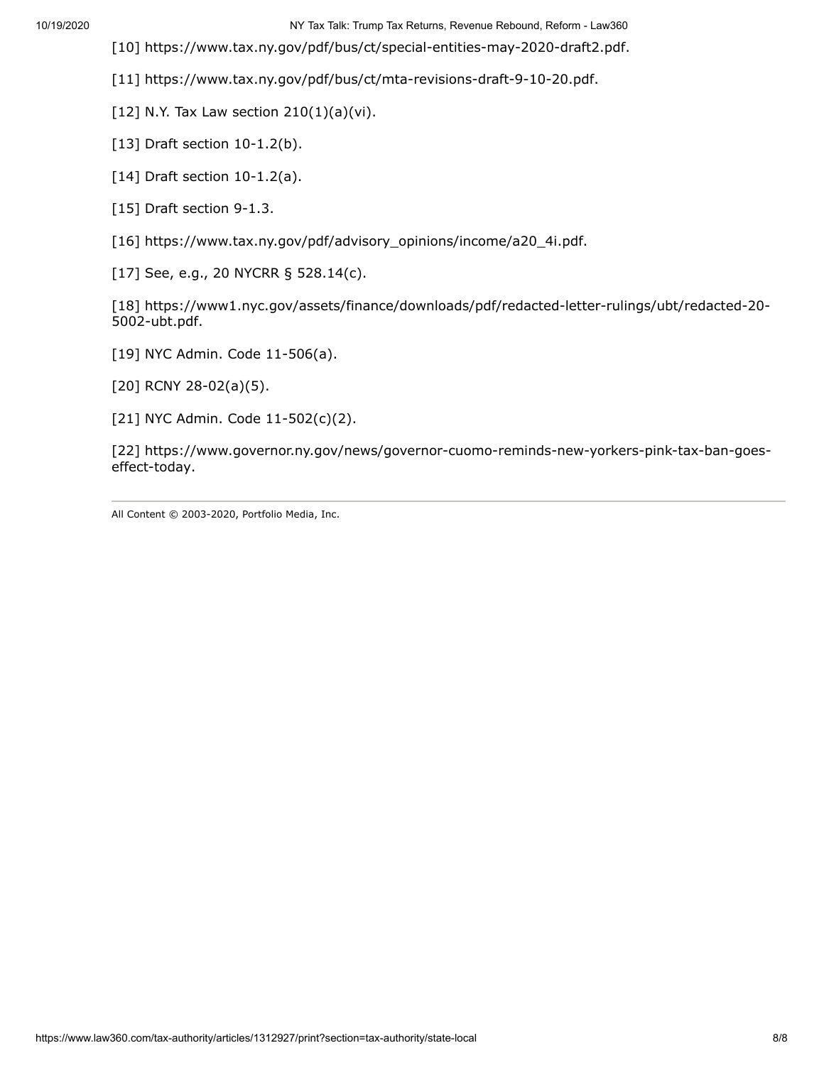[10] https://www.tax.ny.gov/pdf/bus/ct/special-entities-may-2020-draft2.pdf.

[11] https://www.tax.ny.gov/pdf/bus/ct/mta-revisions-draft-9-10-20.pdf.

[12] N.Y. Tax Law section 210(1)(a)(vi).

[13] Draft section 10-1.2(b).

[14] Draft section 10-1.2(a).

[15] Draft section 9-1.3.

[16] https://www.tax.ny.gov/pdf/advisory_opinions/income/a20_4i.pdf.

[17] See, e.g., 20 NYCRR § 528.14(c).

[18] https://www1.nyc.gov/assets/finance/downloads/pdf/redacted-letter-rulings/ubt/redacted-20-5002-ubt.pdf.

[19] NYC Admin. Code 11-506(a).

[20] RCNY 28-02(a)(5).

[21] NYC Admin. Code 11-502(c)(2).

[22] https://www.governor.ny.gov/news/governor-cuomo-reminds-new-yorkers-pink-tax-ban-goes-effect-today.

---

All Content © 2003-2020, Portfolio Media, Inc.